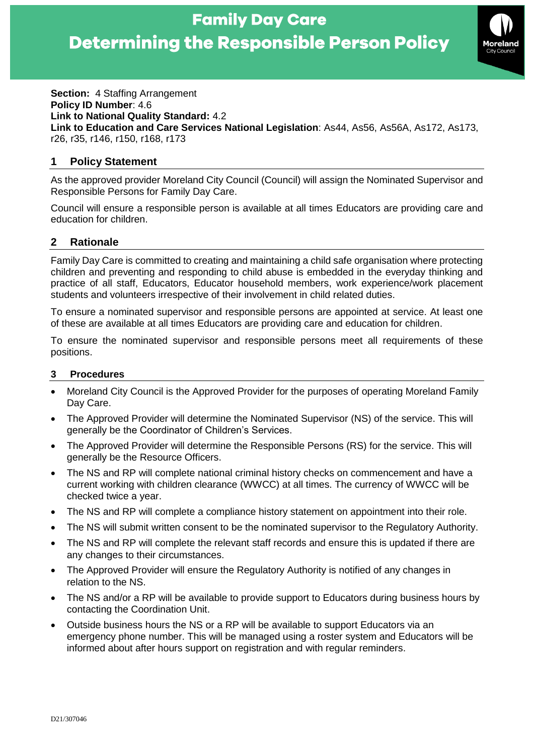# Family Day Care
# Determining the Responsible Person Policy

**Section:** 4 Staffing Arrangement
**Policy ID Number**: 4.6
**Link to National Quality Standard:** 4.2
**Link to Education and Care Services National Legislation**: As44, As56, As56A, As172, As173, r26, r35, r146, r150, r168, r173

## 1 Policy Statement

As the approved provider Moreland City Council (Council) will assign the Nominated Supervisor and Responsible Persons for Family Day Care.

Council will ensure a responsible person is available at all times Educators are providing care and education for children.

## 2 Rationale

Family Day Care is committed to creating and maintaining a child safe organisation where protecting children and preventing and responding to child abuse is embedded in the everyday thinking and practice of all staff, Educators, Educator household members, work experience/work placement students and volunteers irrespective of their involvement in child related duties.

To ensure a nominated supervisor and responsible persons are appointed at service. At least one of these are available at all times Educators are providing care and education for children.

To ensure the nominated supervisor and responsible persons meet all requirements of these positions.

### 3 Procedures

- Moreland City Council is the Approved Provider for the purposes of operating Moreland Family Day Care.
- The Approved Provider will determine the Nominated Supervisor (NS) of the service. This will generally be the Coordinator of Children's Services.
- The Approved Provider will determine the Responsible Persons (RS) for the service. This will generally be the Resource Officers.
- The NS and RP will complete national criminal history checks on commencement and have a current working with children clearance (WWCC) at all times. The currency of WWCC will be checked twice a year.
- The NS and RP will complete a compliance history statement on appointment into their role.
- The NS will submit written consent to be the nominated supervisor to the Regulatory Authority.
- The NS and RP will complete the relevant staff records and ensure this is updated if there are any changes to their circumstances.
- The Approved Provider will ensure the Regulatory Authority is notified of any changes in relation to the NS.
- The NS and/or a RP will be available to provide support to Educators during business hours by contacting the Coordination Unit.
- Outside business hours the NS or a RP will be available to support Educators via an emergency phone number. This will be managed using a roster system and Educators will be informed about after hours support on registration and with regular reminders.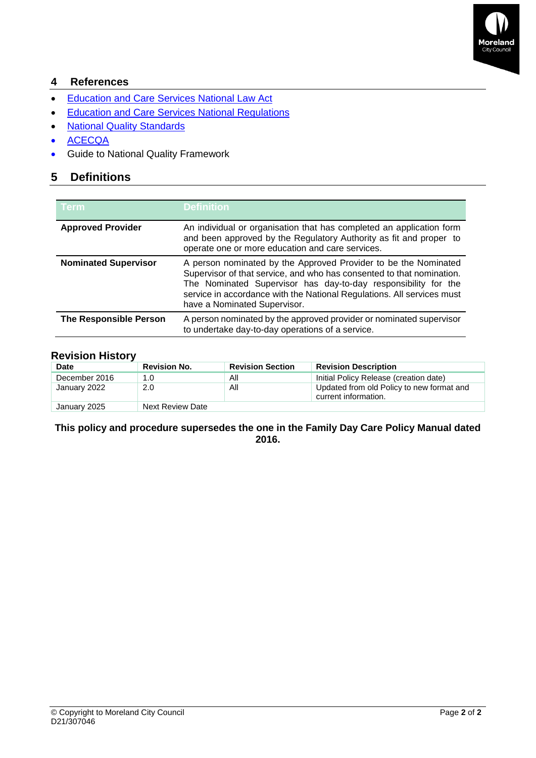## 4 References

- Education and Care Services National Law Act
- Education and Care Services National Regulations
- National Quality Standards
- ACECQA
- Guide to National Quality Framework

## 5 Definitions

| Term | Definition |
|---|---|
| **Approved Provider** | An individual or organisation that has completed an application form and been approved by the Regulatory Authority as fit and proper to operate one or more education and care services. |
| **Nominated Supervisor** | A person nominated by the Approved Provider to be the Nominated Supervisor of that service, and who has consented to that nomination. The Nominated Supervisor has day-to-day responsibility for the service in accordance with the National Regulations. All services must have a Nominated Supervisor. |
| **The Responsible Person** | A person nominated by the approved provider or nominated supervisor to undertake day-to-day operations of a service. |

### Revision History

| Date | Revision No. | Revision Section | Revision Description |
|---|---|---|---|
| December 2016 | 1.0 | All | Initial Policy Release (creation date) |
| January 2022 | 2.0 | All | Updated from old Policy to new format and current information. |
| January 2025 | Next Review Date | | |

**This policy and procedure supersedes the one in the Family Day Care Policy Manual dated 2016.**

© Copyright to Moreland City Council
D21/307046